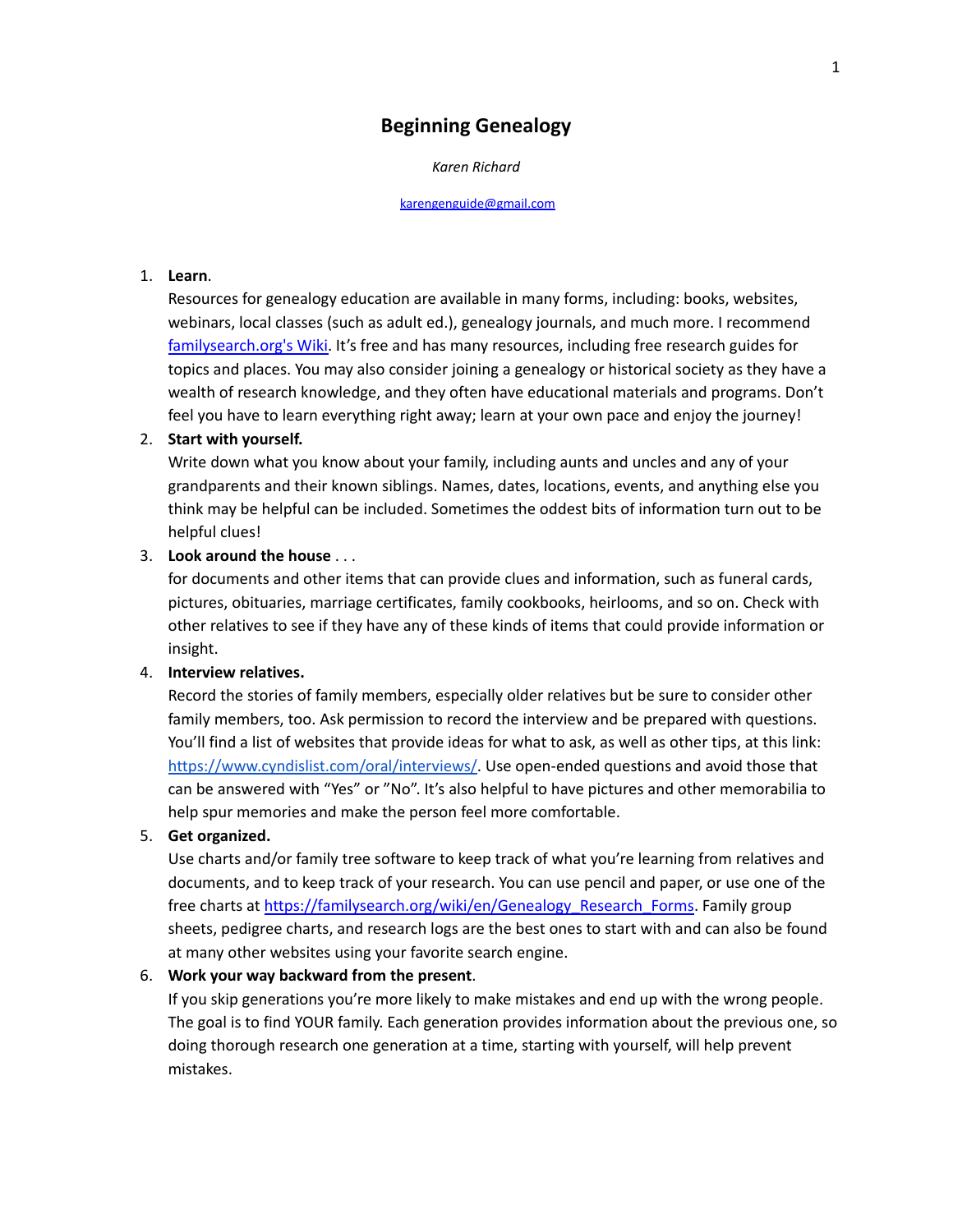# Beginning Genealogy

*Karen Richard*

karengenguide@gmail.com

1. **Learn**.
   Resources for genealogy education are available in many forms, including: books, websites, webinars, local classes (such as adult ed.), genealogy journals, and much more. I recommend familysearch.org's Wiki. It's free and has many resources, including free research guides for topics and places. You may also consider joining a genealogy or historical society as they have a wealth of research knowledge, and they often have educational materials and programs. Don't feel you have to learn everything right away; learn at your own pace and enjoy the journey!
2. **Start with yourself.**
   Write down what you know about your family, including aunts and uncles and any of your grandparents and their known siblings. Names, dates, locations, events, and anything else you think may be helpful can be included. Sometimes the oddest bits of information turn out to be helpful clues!
3. **Look around the house** . . .
   for documents and other items that can provide clues and information, such as funeral cards, pictures, obituaries, marriage certificates, family cookbooks, heirlooms, and so on. Check with other relatives to see if they have any of these kinds of items that could provide information or insight.
4. **Interview relatives.**
   Record the stories of family members, especially older relatives but be sure to consider other family members, too. Ask permission to record the interview and be prepared with questions. You'll find a list of websites that provide ideas for what to ask, as well as other tips, at this link: https://www.cyndislist.com/oral/interviews/. Use open-ended questions and avoid those that can be answered with "Yes" or "No". It's also helpful to have pictures and other memorabilia to help spur memories and make the person feel more comfortable.
5. **Get organized.**
   Use charts and/or family tree software to keep track of what you're learning from relatives and documents, and to keep track of your research. You can use pencil and paper, or use one of the free charts at https://familysearch.org/wiki/en/Genealogy_Research_Forms. Family group sheets, pedigree charts, and research logs are the best ones to start with and can also be found at many other websites using your favorite search engine.
6. **Work your way backward from the present**.
   If you skip generations you're more likely to make mistakes and end up with the wrong people. The goal is to find YOUR family. Each generation provides information about the previous one, so doing thorough research one generation at a time, starting with yourself, will help prevent mistakes.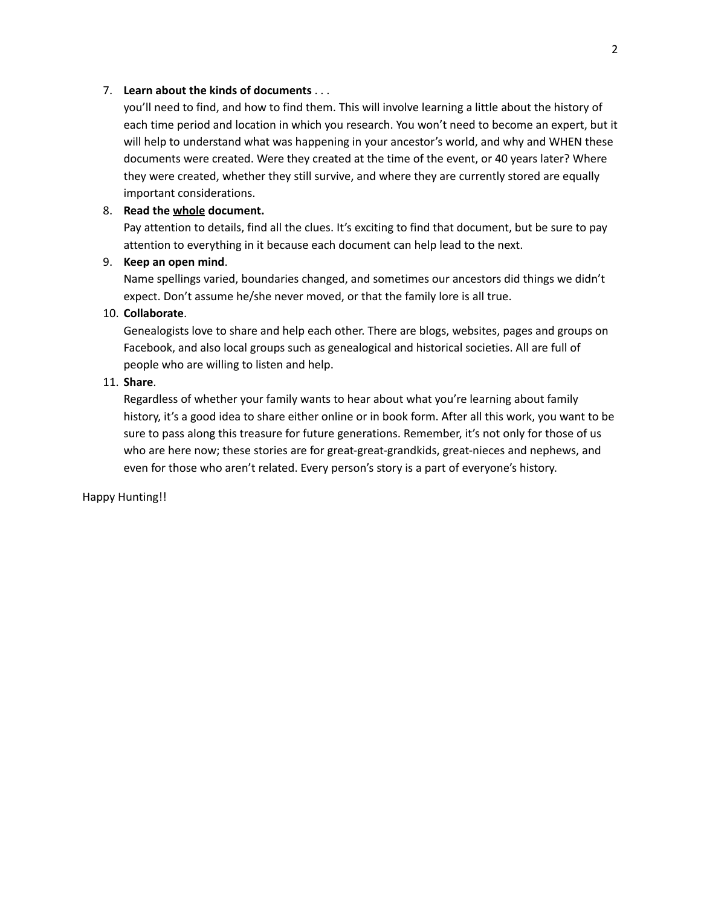7. **Learn about the kinds of documents** . . .
   you'll need to find, and how to find them. This will involve learning a little about the history of each time period and location in which you research. You won't need to become an expert, but it will help to understand what was happening in your ancestor's world, and why and WHEN these documents were created. Were they created at the time of the event, or 40 years later? Where they were created, whether they still survive, and where they are currently stored are equally important considerations.

8. **Read the <u>whole</u> document.**
   Pay attention to details, find all the clues. It's exciting to find that document, but be sure to pay attention to everything in it because each document can help lead to the next.

9. **Keep an open mind**.
   Name spellings varied, boundaries changed, and sometimes our ancestors did things we didn't expect. Don't assume he/she never moved, or that the family lore is all true.

10. **Collaborate**.
    Genealogists love to share and help each other. There are blogs, websites, pages and groups on Facebook, and also local groups such as genealogical and historical societies. All are full of people who are willing to listen and help.

11. **Share**.
    Regardless of whether your family wants to hear about what you're learning about family history, it's a good idea to share either online or in book form. After all this work, you want to be sure to pass along this treasure for future generations. Remember, it's not only for those of us who are here now; these stories are for great-great-grandkids, great-nieces and nephews, and even for those who aren't related. Every person's story is a part of everyone's history.

Happy Hunting!!